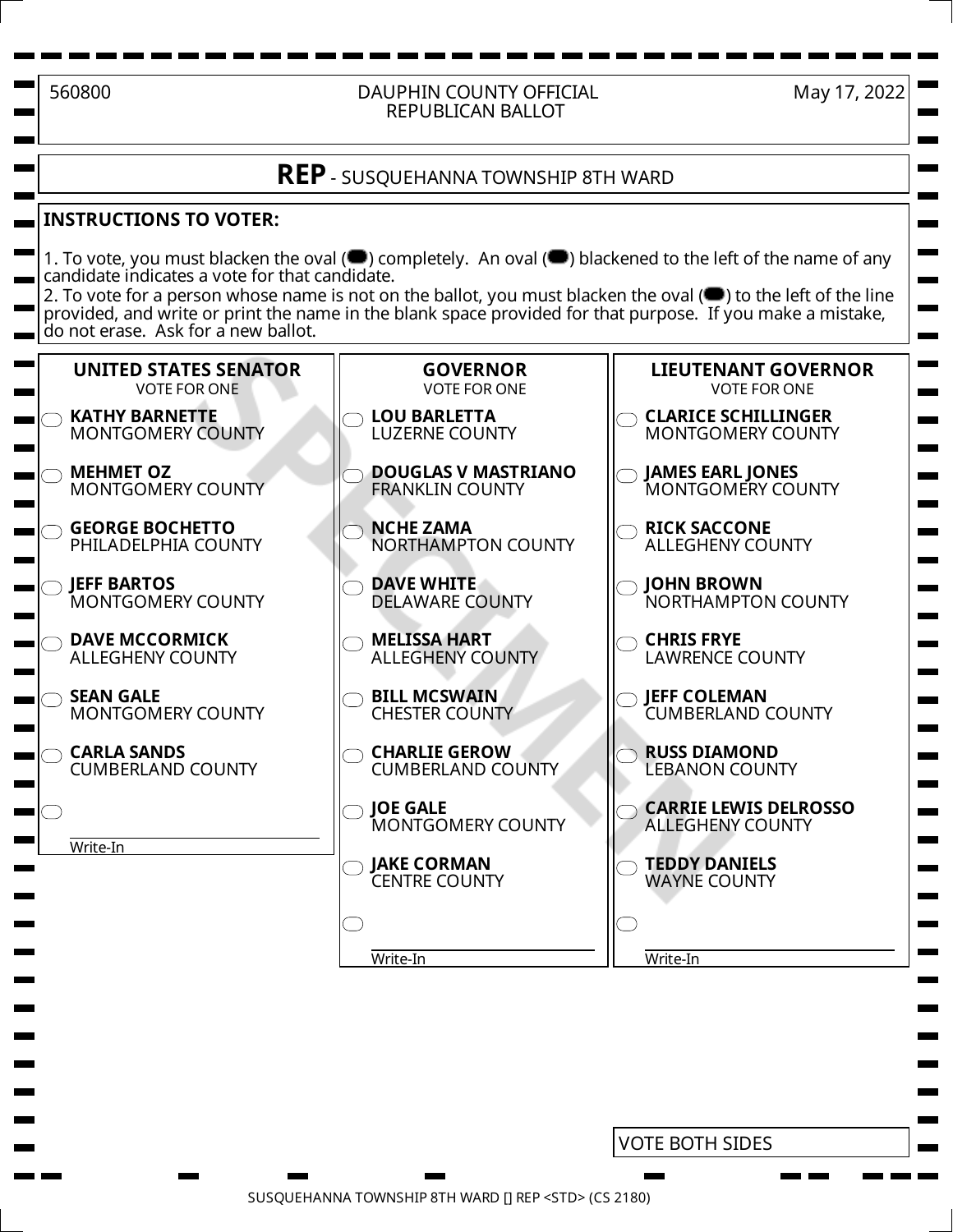560800

DAUPHIN COUNTY OFFICIAL
REPUBLICAN BALLOT

May 17, 2022

# **REP** - SUSQUEHANNA TOWNSHIP 8TH WARD

**INSTRUCTIONS TO VOTER:**

1. To vote, you must blacken the oval (⬬) completely. An oval (⬬) blackened to the left of the name of any candidate indicates a vote for that candidate.
2. To vote for a person whose name is not on the ballot, you must blacken the oval (⬬) to the left of the line provided, and write or print the name in the blank space provided for that purpose. If you make a mistake, do not erase. Ask for a new ballot.

## UNITED STATES SENATOR
VOTE FOR ONE

- ⬭ **KATHY BARNETTE**
  MONTGOMERY COUNTY
- ⬭ **MEHMET OZ**
  MONTGOMERY COUNTY
- ⬭ **GEORGE BOCHETTO**
  PHILADELPHIA COUNTY
- ⬭ **JEFF BARTOS**
  MONTGOMERY COUNTY
- ⬭ **DAVE MCCORMICK**
  ALLEGHENY COUNTY
- ⬭ **SEAN GALE**
  MONTGOMERY COUNTY
- ⬭ **CARLA SANDS**
  CUMBERLAND COUNTY
- ⬭ ______________________
  Write-In

## GOVERNOR
VOTE FOR ONE

- ⬭ **LOU BARLETTA**
  LUZERNE COUNTY
- ⬭ **DOUGLAS V MASTRIANO**
  FRANKLIN COUNTY
- ⬭ **NCHE ZAMA**
  NORTHAMPTON COUNTY
- ⬭ **DAVE WHITE**
  DELAWARE COUNTY
- ⬭ **MELISSA HART**
  ALLEGHENY COUNTY
- ⬭ **BILL MCSWAIN**
  CHESTER COUNTY
- ⬭ **CHARLIE GEROW**
  CUMBERLAND COUNTY
- ⬭ **JOE GALE**
  MONTGOMERY COUNTY
- ⬭ **JAKE CORMAN**
  CENTRE COUNTY
- ⬭ ______________________
  Write-In

## LIEUTENANT GOVERNOR
VOTE FOR ONE

- ⬭ **CLARICE SCHILLINGER**
  MONTGOMERY COUNTY
- ⬭ **JAMES EARL JONES**
  MONTGOMERY COUNTY
- ⬭ **RICK SACCONE**
  ALLEGHENY COUNTY
- ⬭ **JOHN BROWN**
  NORTHAMPTON COUNTY
- ⬭ **CHRIS FRYE**
  LAWRENCE COUNTY
- ⬭ **JEFF COLEMAN**
  CUMBERLAND COUNTY
- ⬭ **RUSS DIAMOND**
  LEBANON COUNTY
- ⬭ **CARRIE LEWIS DELROSSO**
  ALLEGHENY COUNTY
- ⬭ **TEDDY DANIELS**
  WAYNE COUNTY
- ⬭ ______________________
  Write-In

SPECIMEN

VOTE BOTH SIDES

SUSQUEHANNA TOWNSHIP 8TH WARD [] REP <STD> (CS 2180)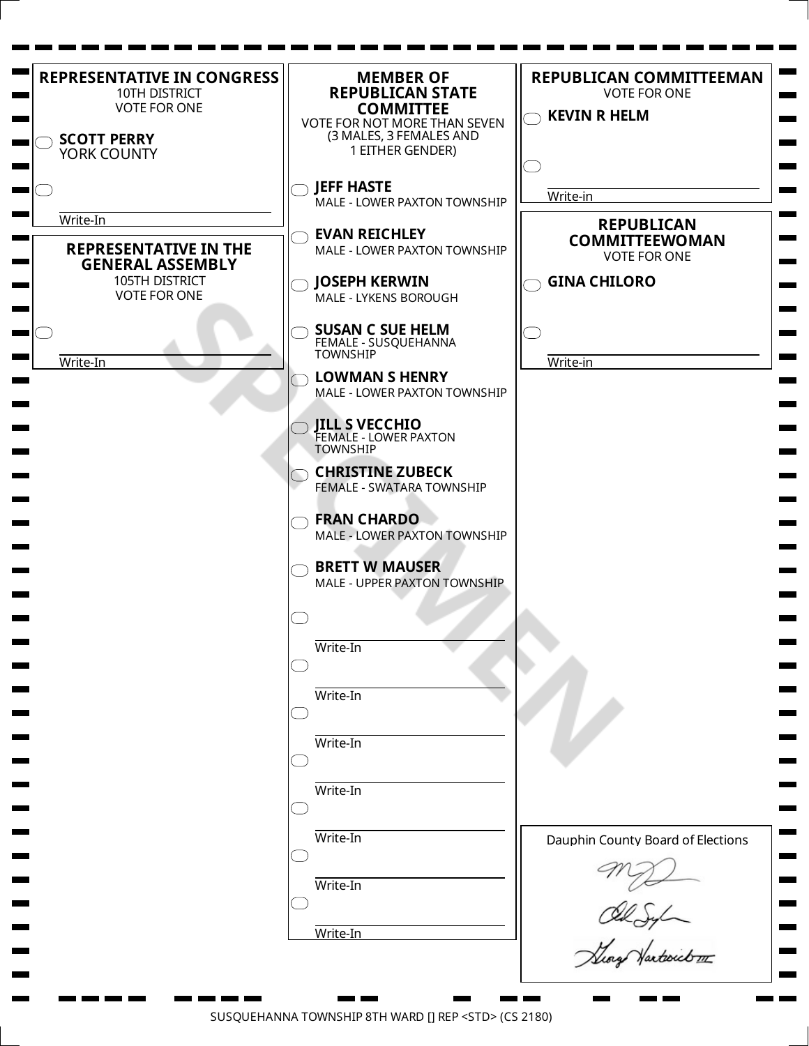## REPRESENTATIVE IN CONGRESS
10TH DISTRICT
VOTE FOR ONE

- **SCOTT PERRY**
  YORK COUNTY
- Write-In

## REPRESENTATIVE IN THE GENERAL ASSEMBLY
105TH DISTRICT
VOTE FOR ONE

- Write-In

## MEMBER OF REPUBLICAN STATE COMMITTEE
VOTE FOR NOT MORE THAN SEVEN
(3 MALES, 3 FEMALES AND 1 EITHER GENDER)

- **JEFF HASTE**
  MALE - LOWER PAXTON TOWNSHIP
- **EVAN REICHLEY**
  MALE - LOWER PAXTON TOWNSHIP
- **JOSEPH KERWIN**
  MALE - LYKENS BOROUGH
- **SUSAN C SUE HELM**
  FEMALE - SUSQUEHANNA TOWNSHIP
- **LOWMAN S HENRY**
  MALE - LOWER PAXTON TOWNSHIP
- **JILL S VECCHIO**
  FEMALE - LOWER PAXTON TOWNSHIP
- **CHRISTINE ZUBECK**
  FEMALE - SWATARA TOWNSHIP
- **FRAN CHARDO**
  MALE - LOWER PAXTON TOWNSHIP
- **BRETT W MAUSER**
  MALE - UPPER PAXTON TOWNSHIP
- Write-In
- Write-In
- Write-In
- Write-In
- Write-In
- Write-In
- Write-In

## REPUBLICAN COMMITTEEMAN
VOTE FOR ONE

- **KEVIN R HELM**
- Write-in

## REPUBLICAN COMMITTEEWOMAN
VOTE FOR ONE

- **GINA CHILORO**
- Write-in

Dauphin County Board of Elections

SPECIMEN

SUSQUEHANNA TOWNSHIP 8TH WARD [] REP <STD> (CS 2180)